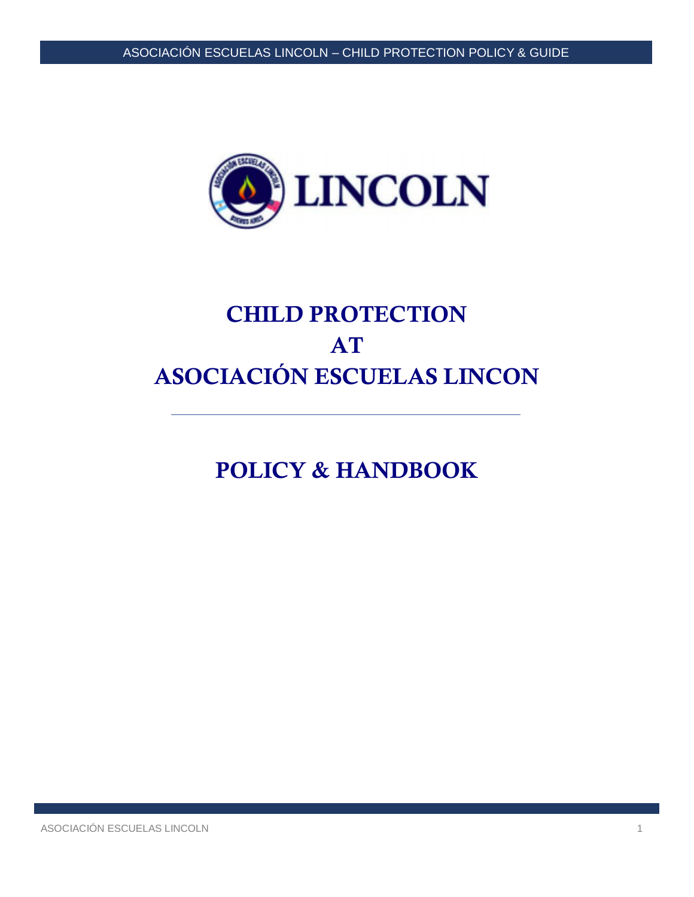# CHILD PROTECTION
# AT
# ASOCIACIÓN ESCUELAS LINCON

---

## POLICY & HANDBOOK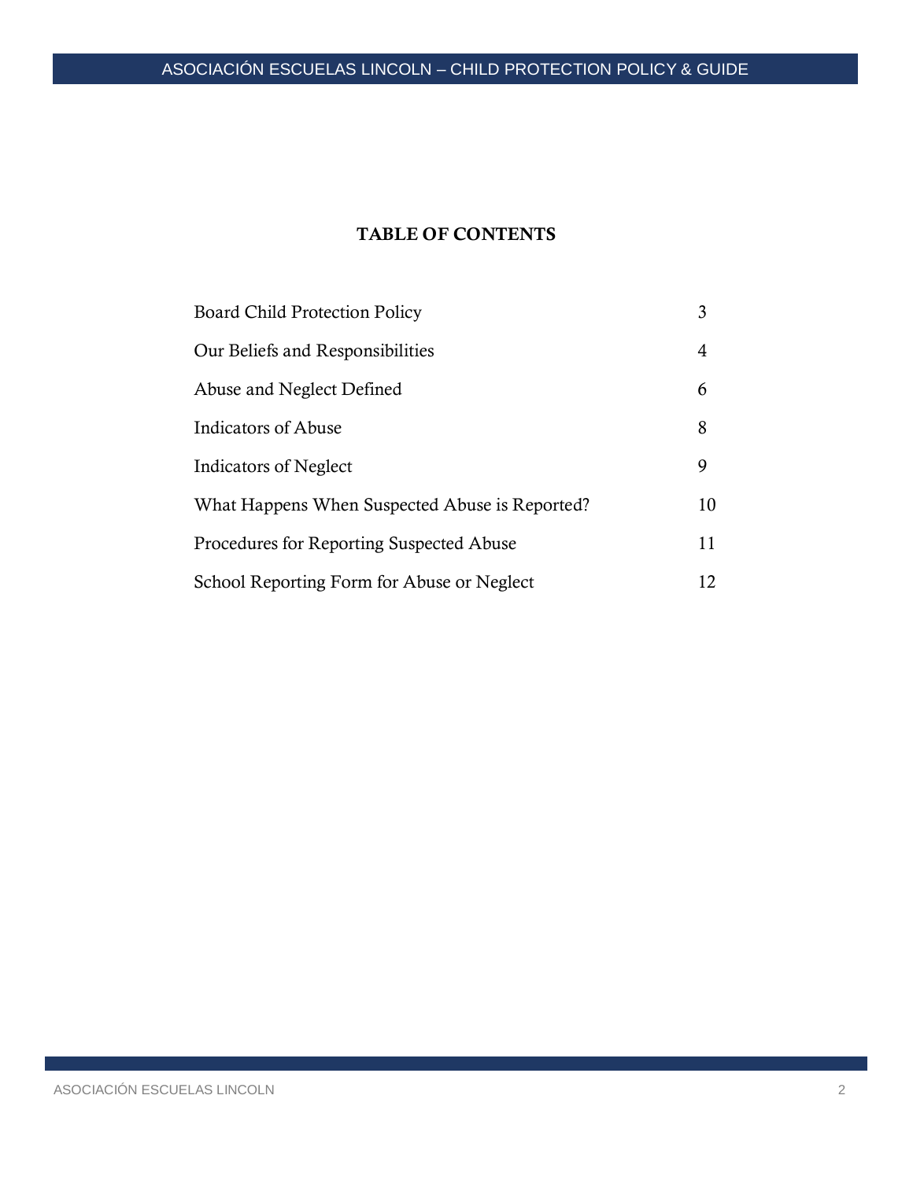# TABLE OF CONTENTS

| | |
|---|---|
| Board Child Protection Policy | 3 |
| Our Beliefs and Responsibilities | 4 |
| Abuse and Neglect Defined | 6 |
| Indicators of Abuse | 8 |
| Indicators of Neglect | 9 |
| What Happens When Suspected Abuse is Reported? | 10 |
| Procedures for Reporting Suspected Abuse | 11 |
| School Reporting Form for Abuse or Neglect | 12 |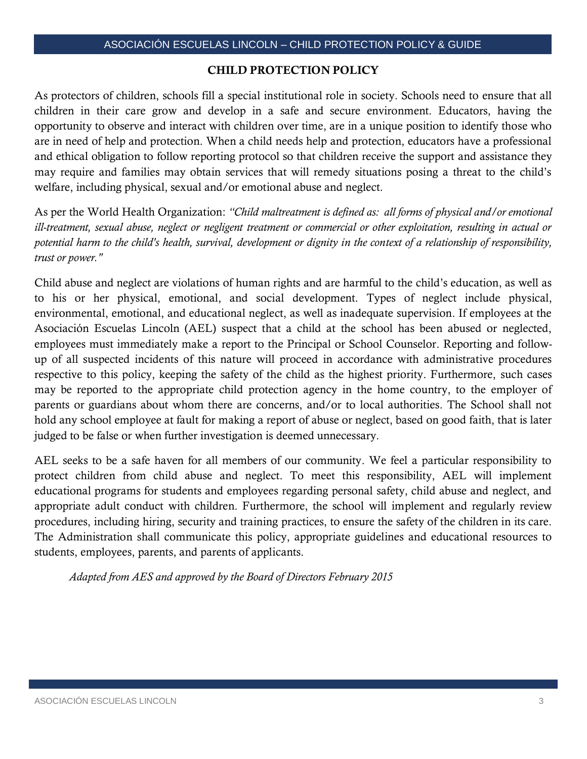## CHILD PROTECTION POLICY

As protectors of children, schools fill a special institutional role in society. Schools need to ensure that all children in their care grow and develop in a safe and secure environment. Educators, having the opportunity to observe and interact with children over time, are in a unique position to identify those who are in need of help and protection. When a child needs help and protection, educators have a professional and ethical obligation to follow reporting protocol so that children receive the support and assistance they may require and families may obtain services that will remedy situations posing a threat to the child's welfare, including physical, sexual and/or emotional abuse and neglect.

As per the World Health Organization: *"Child maltreatment is defined as: all forms of physical and/or emotional ill-treatment, sexual abuse, neglect or negligent treatment or commercial or other exploitation, resulting in actual or potential harm to the child's health, survival, development or dignity in the context of a relationship of responsibility, trust or power."*

Child abuse and neglect are violations of human rights and are harmful to the child's education, as well as to his or her physical, emotional, and social development. Types of neglect include physical, environmental, emotional, and educational neglect, as well as inadequate supervision. If employees at the Asociación Escuelas Lincoln (AEL) suspect that a child at the school has been abused or neglected, employees must immediately make a report to the Principal or School Counselor. Reporting and follow-up of all suspected incidents of this nature will proceed in accordance with administrative procedures respective to this policy, keeping the safety of the child as the highest priority. Furthermore, such cases may be reported to the appropriate child protection agency in the home country, to the employer of parents or guardians about whom there are concerns, and/or to local authorities. The School shall not hold any school employee at fault for making a report of abuse or neglect, based on good faith, that is later judged to be false or when further investigation is deemed unnecessary.

AEL seeks to be a safe haven for all members of our community. We feel a particular responsibility to protect children from child abuse and neglect. To meet this responsibility, AEL will implement educational programs for students and employees regarding personal safety, child abuse and neglect, and appropriate adult conduct with children. Furthermore, the school will implement and regularly review procedures, including hiring, security and training practices, to ensure the safety of the children in its care. The Administration shall communicate this policy, appropriate guidelines and educational resources to students, employees, parents, and parents of applicants.

*Adapted from AES and approved by the Board of Directors February 2015*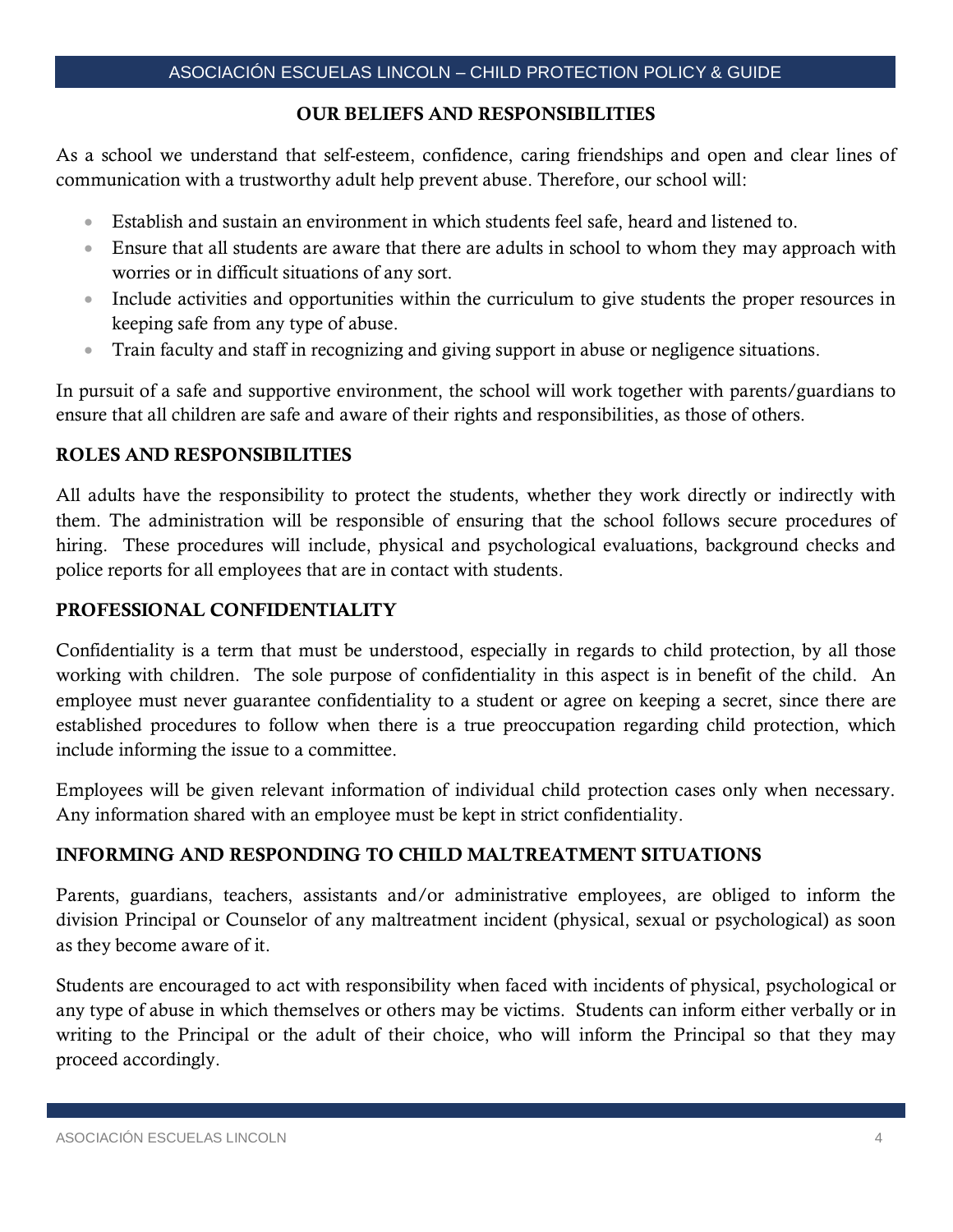## OUR BELIEFS AND RESPONSIBILITIES

As a school we understand that self-esteem, confidence, caring friendships and open and clear lines of communication with a trustworthy adult help prevent abuse. Therefore, our school will:

- Establish and sustain an environment in which students feel safe, heard and listened to.
- Ensure that all students are aware that there are adults in school to whom they may approach with worries or in difficult situations of any sort.
- Include activities and opportunities within the curriculum to give students the proper resources in keeping safe from any type of abuse.
- Train faculty and staff in recognizing and giving support in abuse or negligence situations.

In pursuit of a safe and supportive environment, the school will work together with parents/guardians to ensure that all children are safe and aware of their rights and responsibilities, as those of others.

## ROLES AND RESPONSIBILITIES

All adults have the responsibility to protect the students, whether they work directly or indirectly with them. The administration will be responsible of ensuring that the school follows secure procedures of hiring. These procedures will include, physical and psychological evaluations, background checks and police reports for all employees that are in contact with students.

## PROFESSIONAL CONFIDENTIALITY

Confidentiality is a term that must be understood, especially in regards to child protection, by all those working with children. The sole purpose of confidentiality in this aspect is in benefit of the child. An employee must never guarantee confidentiality to a student or agree on keeping a secret, since there are established procedures to follow when there is a true preoccupation regarding child protection, which include informing the issue to a committee.

Employees will be given relevant information of individual child protection cases only when necessary. Any information shared with an employee must be kept in strict confidentiality.

## INFORMING AND RESPONDING TO CHILD MALTREATMENT SITUATIONS

Parents, guardians, teachers, assistants and/or administrative employees, are obliged to inform the division Principal or Counselor of any maltreatment incident (physical, sexual or psychological) as soon as they become aware of it.

Students are encouraged to act with responsibility when faced with incidents of physical, psychological or any type of abuse in which themselves or others may be victims. Students can inform either verbally or in writing to the Principal or the adult of their choice, who will inform the Principal so that they may proceed accordingly.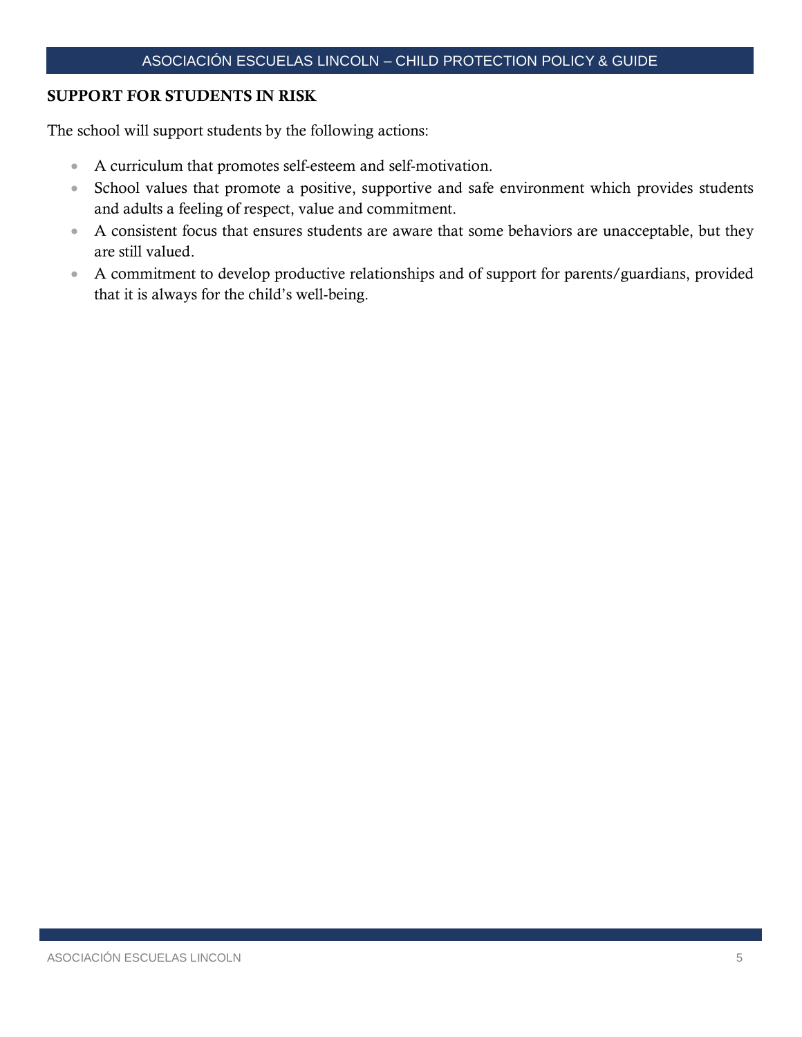## SUPPORT FOR STUDENTS IN RISK

The school will support students by the following actions:

- A curriculum that promotes self-esteem and self-motivation.
- School values that promote a positive, supportive and safe environment which provides students and adults a feeling of respect, value and commitment.
- A consistent focus that ensures students are aware that some behaviors are unacceptable, but they are still valued.
- A commitment to develop productive relationships and of support for parents/guardians, provided that it is always for the child's well-being.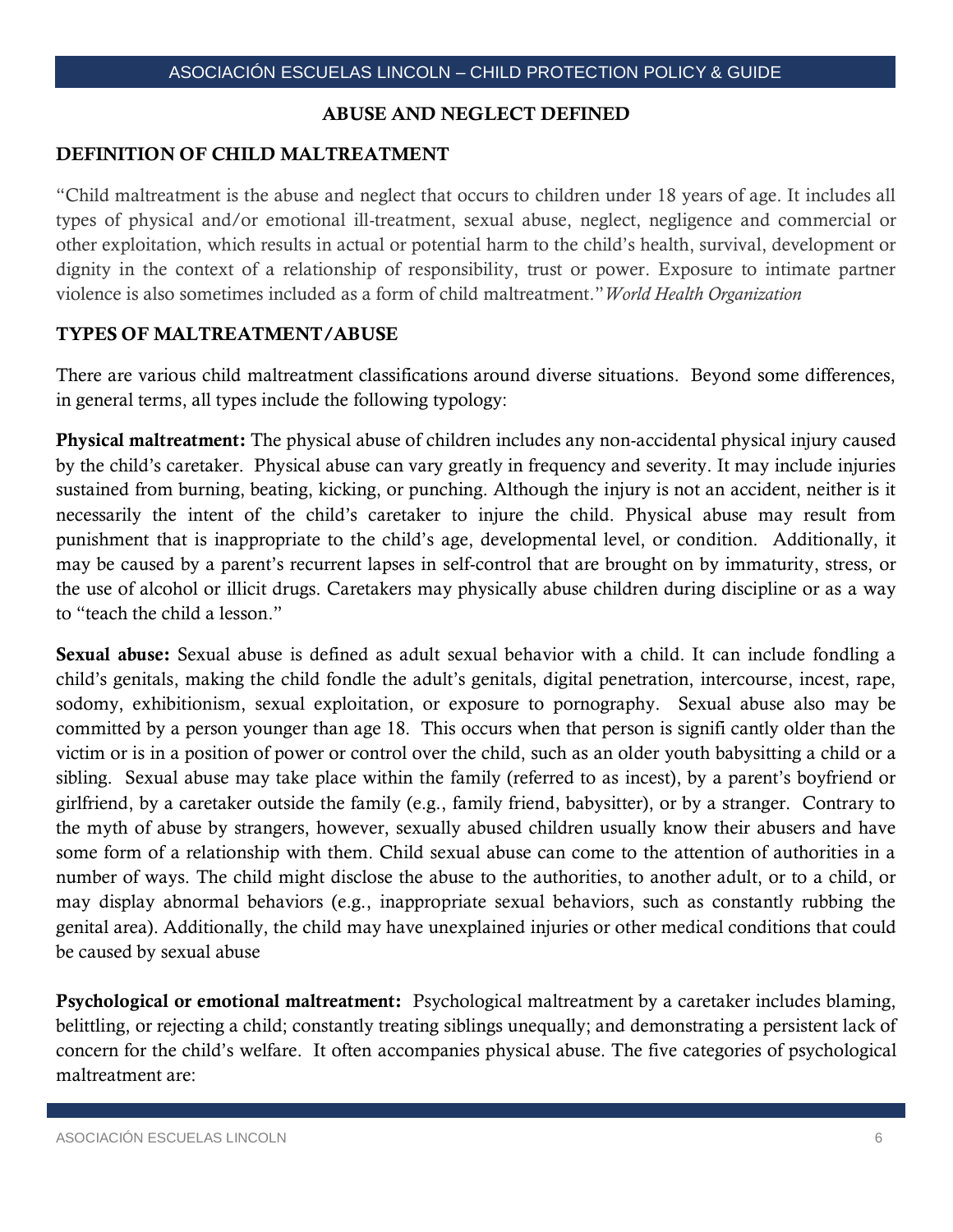## ABUSE AND NEGLECT DEFINED

### DEFINITION OF CHILD MALTREATMENT

"Child maltreatment is the abuse and neglect that occurs to children under 18 years of age. It includes all types of physical and/or emotional ill-treatment, sexual abuse, neglect, negligence and commercial or other exploitation, which results in actual or potential harm to the child's health, survival, development or dignity in the context of a relationship of responsibility, trust or power. Exposure to intimate partner violence is also sometimes included as a form of child maltreatment." *World Health Organization*

### TYPES OF MALTREATMENT/ABUSE

There are various child maltreatment classifications around diverse situations. Beyond some differences, in general terms, all types include the following typology:

**Physical maltreatment:** The physical abuse of children includes any non-accidental physical injury caused by the child's caretaker. Physical abuse can vary greatly in frequency and severity. It may include injuries sustained from burning, beating, kicking, or punching. Although the injury is not an accident, neither is it necessarily the intent of the child's caretaker to injure the child. Physical abuse may result from punishment that is inappropriate to the child's age, developmental level, or condition. Additionally, it may be caused by a parent's recurrent lapses in self-control that are brought on by immaturity, stress, or the use of alcohol or illicit drugs. Caretakers may physically abuse children during discipline or as a way to "teach the child a lesson."

**Sexual abuse:** Sexual abuse is defined as adult sexual behavior with a child. It can include fondling a child's genitals, making the child fondle the adult's genitals, digital penetration, intercourse, incest, rape, sodomy, exhibitionism, sexual exploitation, or exposure to pornography. Sexual abuse also may be committed by a person younger than age 18. This occurs when that person is signifi cantly older than the victim or is in a position of power or control over the child, such as an older youth babysitting a child or a sibling. Sexual abuse may take place within the family (referred to as incest), by a parent's boyfriend or girlfriend, by a caretaker outside the family (e.g., family friend, babysitter), or by a stranger. Contrary to the myth of abuse by strangers, however, sexually abused children usually know their abusers and have some form of a relationship with them. Child sexual abuse can come to the attention of authorities in a number of ways. The child might disclose the abuse to the authorities, to another adult, or to a child, or may display abnormal behaviors (e.g., inappropriate sexual behaviors, such as constantly rubbing the genital area). Additionally, the child may have unexplained injuries or other medical conditions that could be caused by sexual abuse

**Psychological or emotional maltreatment:** Psychological maltreatment by a caretaker includes blaming, belittling, or rejecting a child; constantly treating siblings unequally; and demonstrating a persistent lack of concern for the child's welfare. It often accompanies physical abuse. The five categories of psychological maltreatment are: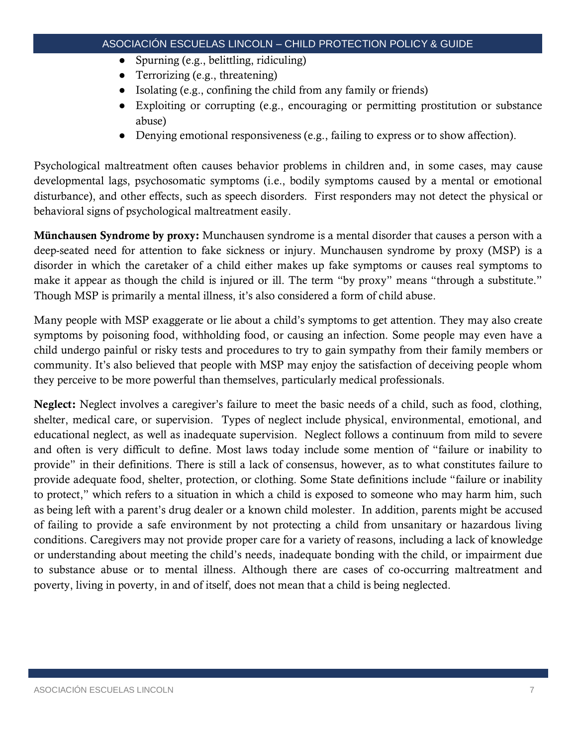- Spurning (e.g., belittling, ridiculing)
- Terrorizing (e.g., threatening)
- Isolating (e.g., confining the child from any family or friends)
- Exploiting or corrupting (e.g., encouraging or permitting prostitution or substance abuse)
- Denying emotional responsiveness (e.g., failing to express or to show affection).

Psychological maltreatment often causes behavior problems in children and, in some cases, may cause developmental lags, psychosomatic symptoms (i.e., bodily symptoms caused by a mental or emotional disturbance), and other effects, such as speech disorders. First responders may not detect the physical or behavioral signs of psychological maltreatment easily.

**Münchausen Syndrome by proxy:** Munchausen syndrome is a mental disorder that causes a person with a deep-seated need for attention to fake sickness or injury. Munchausen syndrome by proxy (MSP) is a disorder in which the caretaker of a child either makes up fake symptoms or causes real symptoms to make it appear as though the child is injured or ill. The term "by proxy" means "through a substitute." Though MSP is primarily a mental illness, it's also considered a form of child abuse.

Many people with MSP exaggerate or lie about a child's symptoms to get attention. They may also create symptoms by poisoning food, withholding food, or causing an infection. Some people may even have a child undergo painful or risky tests and procedures to try to gain sympathy from their family members or community. It's also believed that people with MSP may enjoy the satisfaction of deceiving people whom they perceive to be more powerful than themselves, particularly medical professionals.

**Neglect:** Neglect involves a caregiver's failure to meet the basic needs of a child, such as food, clothing, shelter, medical care, or supervision. Types of neglect include physical, environmental, emotional, and educational neglect, as well as inadequate supervision. Neglect follows a continuum from mild to severe and often is very difficult to define. Most laws today include some mention of "failure or inability to provide" in their definitions. There is still a lack of consensus, however, as to what constitutes failure to provide adequate food, shelter, protection, or clothing. Some State definitions include "failure or inability to protect," which refers to a situation in which a child is exposed to someone who may harm him, such as being left with a parent's drug dealer or a known child molester. In addition, parents might be accused of failing to provide a safe environment by not protecting a child from unsanitary or hazardous living conditions. Caregivers may not provide proper care for a variety of reasons, including a lack of knowledge or understanding about meeting the child's needs, inadequate bonding with the child, or impairment due to substance abuse or to mental illness. Although there are cases of co-occurring maltreatment and poverty, living in poverty, in and of itself, does not mean that a child is being neglected.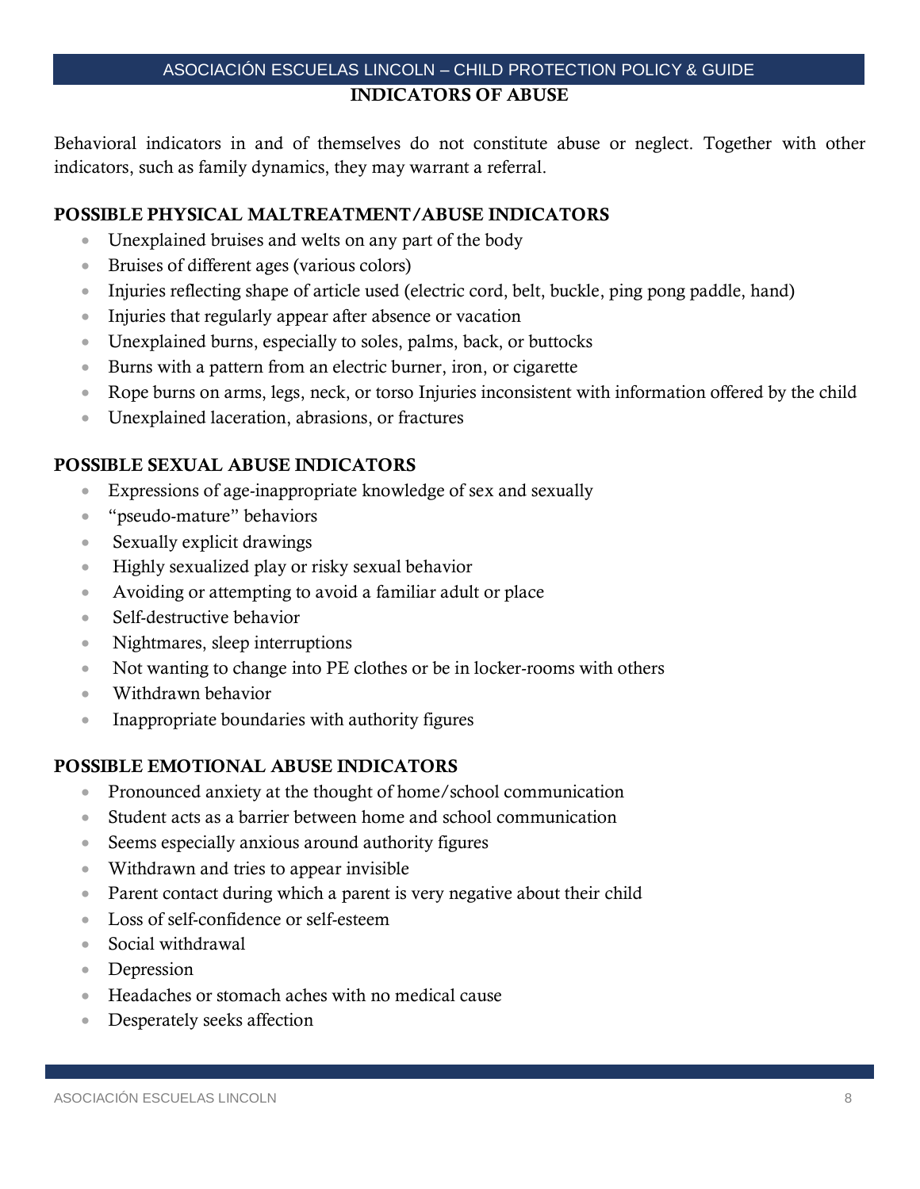## INDICATORS OF ABUSE

Behavioral indicators in and of themselves do not constitute abuse or neglect. Together with other indicators, such as family dynamics, they may warrant a referral.

### POSSIBLE PHYSICAL MALTREATMENT/ABUSE INDICATORS

- Unexplained bruises and welts on any part of the body
- Bruises of different ages (various colors)
- Injuries reflecting shape of article used (electric cord, belt, buckle, ping pong paddle, hand)
- Injuries that regularly appear after absence or vacation
- Unexplained burns, especially to soles, palms, back, or buttocks
- Burns with a pattern from an electric burner, iron, or cigarette
- Rope burns on arms, legs, neck, or torso Injuries inconsistent with information offered by the child
- Unexplained laceration, abrasions, or fractures

### POSSIBLE SEXUAL ABUSE INDICATORS

- Expressions of age-inappropriate knowledge of sex and sexually
- "pseudo-mature" behaviors
- Sexually explicit drawings
- Highly sexualized play or risky sexual behavior
- Avoiding or attempting to avoid a familiar adult or place
- Self-destructive behavior
- Nightmares, sleep interruptions
- Not wanting to change into PE clothes or be in locker-rooms with others
- Withdrawn behavior
- Inappropriate boundaries with authority figures

### POSSIBLE EMOTIONAL ABUSE INDICATORS

- Pronounced anxiety at the thought of home/school communication
- Student acts as a barrier between home and school communication
- Seems especially anxious around authority figures
- Withdrawn and tries to appear invisible
- Parent contact during which a parent is very negative about their child
- Loss of self-confidence or self-esteem
- Social withdrawal
- Depression
- Headaches or stomach aches with no medical cause
- Desperately seeks affection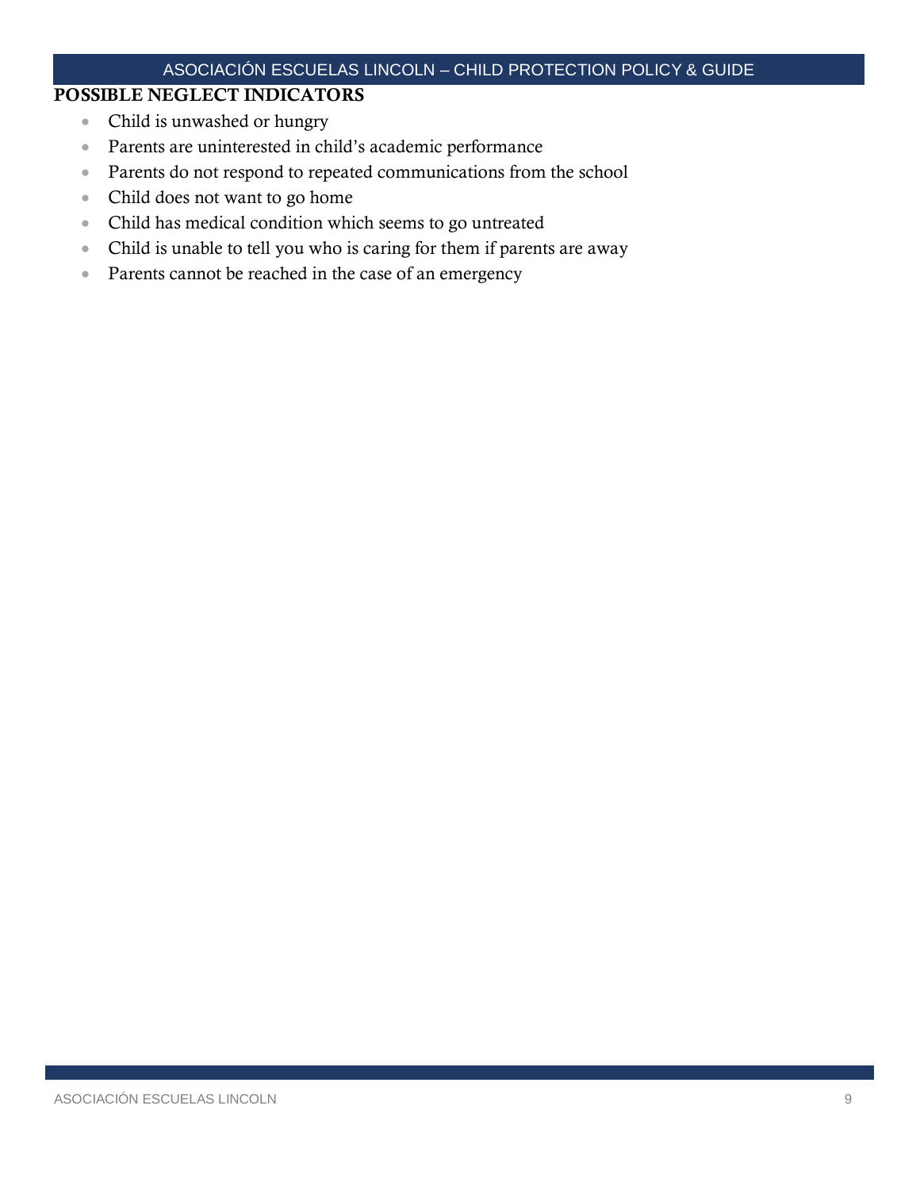## POSSIBLE NEGLECT INDICATORS

- Child is unwashed or hungry
- Parents are uninterested in child's academic performance
- Parents do not respond to repeated communications from the school
- Child does not want to go home
- Child has medical condition which seems to go untreated
- Child is unable to tell you who is caring for them if parents are away
- Parents cannot be reached in the case of an emergency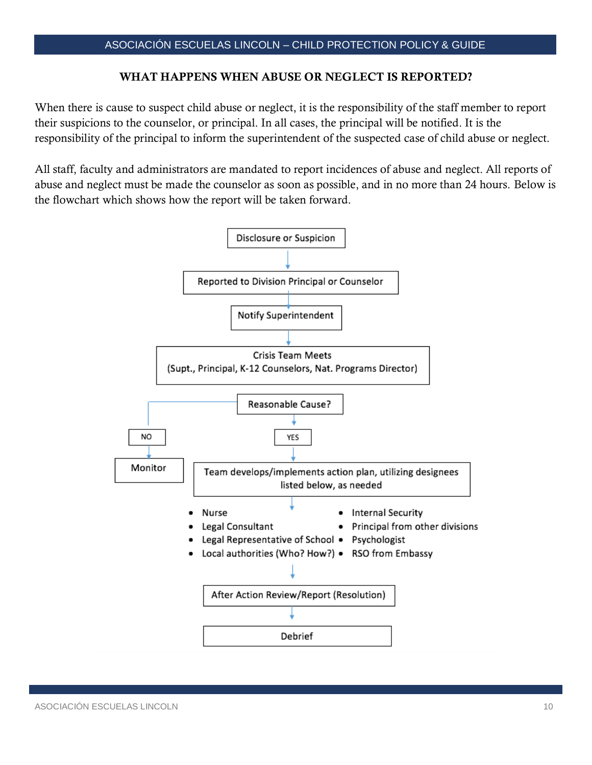## WHAT HAPPENS WHEN ABUSE OR NEGLECT IS REPORTED?

When there is cause to suspect child abuse or neglect, it is the responsibility of the staff member to report their suspicions to the counselor, or principal. In all cases, the principal will be notified. It is the responsibility of the principal to inform the superintendent of the suspected case of child abuse or neglect.

All staff, faculty and administrators are mandated to report incidences of abuse and neglect. All reports of abuse and neglect must be made the counselor as soon as possible, and in no more than 24 hours. Below is the flowchart which shows how the report will be taken forward.

Disclosure or Suspicion

↓

Reported to Division Principal or Counselor

↓

Notify Superintendent

↓

Crisis Team Meets
(Supt., Principal, K-12 Counselors, Nat. Programs Director)

Reasonable Cause?

- NO → Monitor
- YES → Team develops/implements action plan, utilizing designees listed below, as needed

- Nurse
- Legal Consultant
- Legal Representative of School
- Local authorities (Who? How?)
- Internal Security
- Principal from other divisions
- Psychologist
- RSO from Embassy

↓

After Action Review/Report (Resolution)

↓

Debrief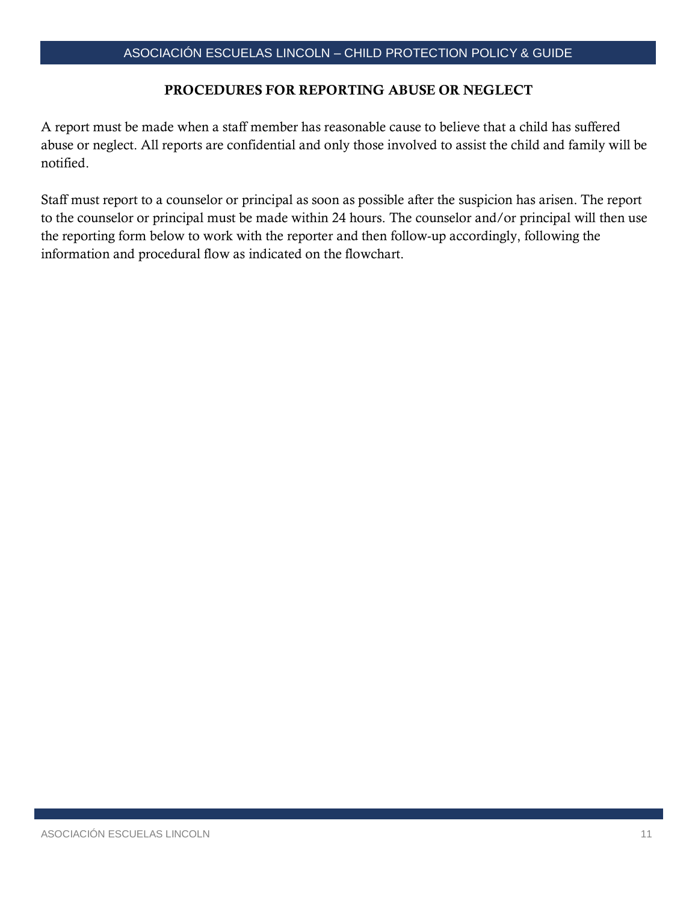## PROCEDURES FOR REPORTING ABUSE OR NEGLECT

A report must be made when a staff member has reasonable cause to believe that a child has suffered abuse or neglect. All reports are confidential and only those involved to assist the child and family will be notified.

Staff must report to a counselor or principal as soon as possible after the suspicion has arisen. The report to the counselor or principal must be made within 24 hours. The counselor and/or principal will then use the reporting form below to work with the reporter and then follow-up accordingly, following the information and procedural flow as indicated on the flowchart.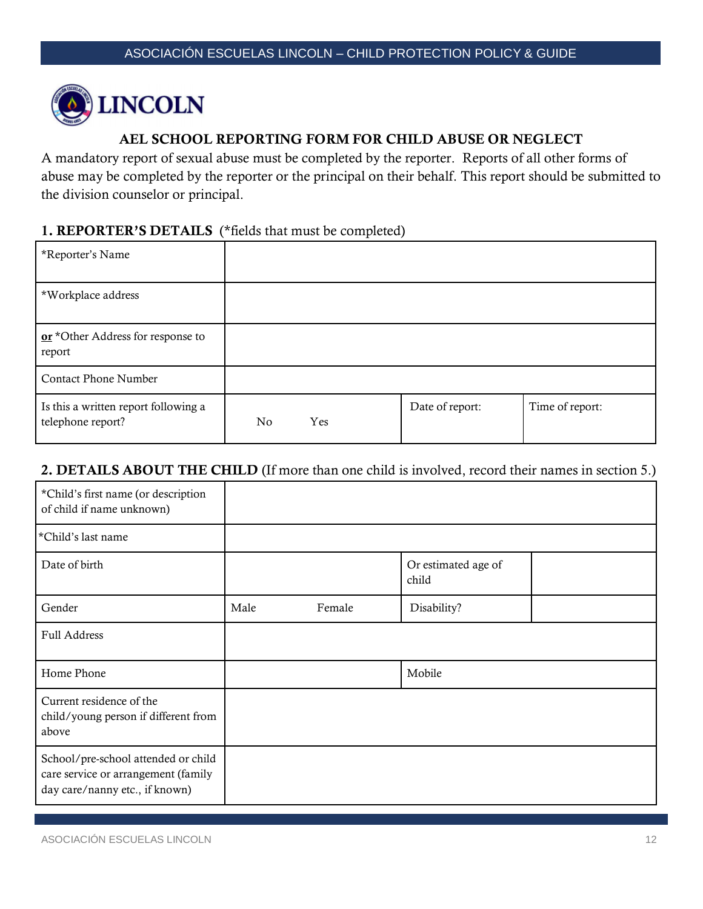## AEL SCHOOL REPORTING FORM FOR CHILD ABUSE OR NEGLECT

A mandatory report of sexual abuse must be completed by the reporter. Reports of all other forms of abuse may be completed by the reporter or the principal on their behalf. This report should be submitted to the division counselor or principal.

### 1. REPORTER'S DETAILS (*fields that must be completed)

| | | | |
|---|---|---|---|
| *Reporter's Name | | | |
| *Workplace address | | | |
| **or** *Other Address for response to report | | | |
| Contact Phone Number | | | |
| Is this a written report following a telephone report? | No Yes | Date of report: | Time of report: |

### 2. DETAILS ABOUT THE CHILD (If more than one child is involved, record their names in section 5.)

| | | | |
|---|---|---|---|
| *Child's first name (or description of child if name unknown) | | | |
| *Child's last name | | | |
| Date of birth | | Or estimated age of child | |
| Gender | Male Female | Disability? | |
| Full Address | | | |
| Home Phone | | Mobile | |
| Current residence of the child/young person if different from above | | | |
| School/pre-school attended or child care service or arrangement (family day care/nanny etc., if known) | | | |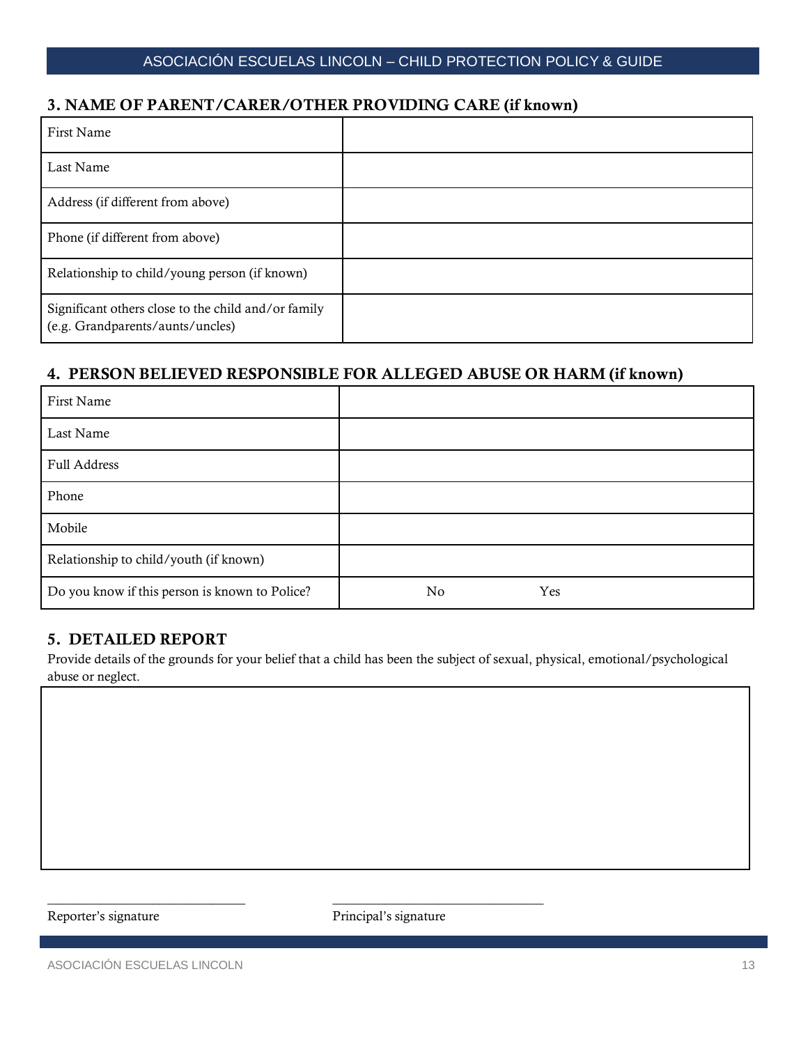## 3. NAME OF PARENT/CARER/OTHER PROVIDING CARE (if known)

| | |
|---|---|
| First Name | |
| Last Name | |
| Address (if different from above) | |
| Phone (if different from above) | |
| Relationship to child/young person (if known) | |
| Significant others close to the child and/or family (e.g. Grandparents/aunts/uncles) | |

## 4. PERSON BELIEVED RESPONSIBLE FOR ALLEGED ABUSE OR HARM (if known)

| | |
|---|---|
| First Name | |
| Last Name | |
| Full Address | |
| Phone | |
| Mobile | |
| Relationship to child/youth (if known) | |
| Do you know if this person is known to Police? | No Yes |

## 5. DETAILED REPORT

Provide details of the grounds for your belief that a child has been the subject of sexual, physical, emotional/psychological abuse or neglect.

| |
|---|
| |

_____________________________ Reporter's signature

_____________________________ Principal's signature